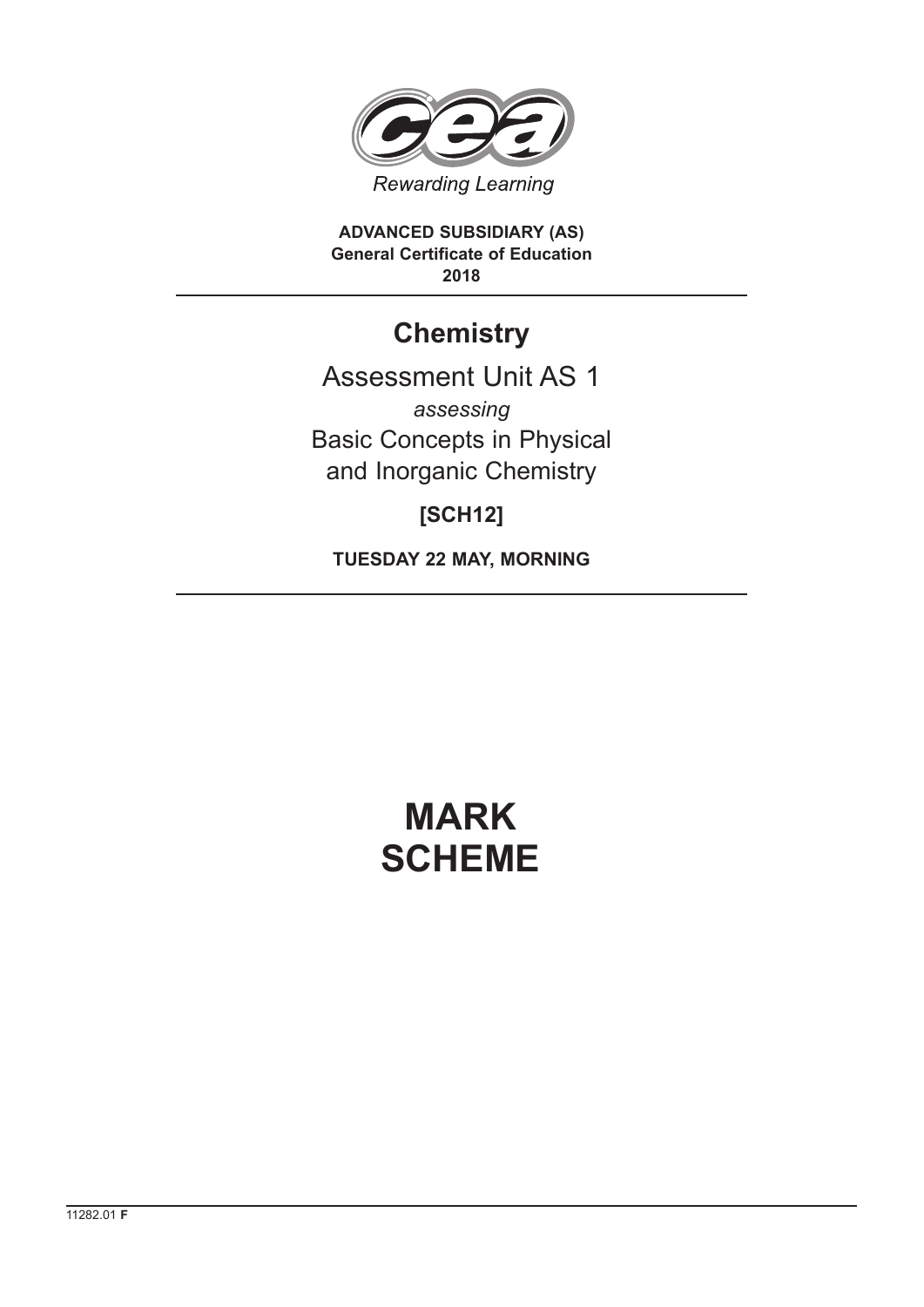Rewarding Learning

**ADVANCED SUBSIDIARY (AS)**
**General Certificate of Education**
**2018**

# Chemistry

Assessment Unit AS 1

*assessing*

Basic Concepts in Physical and Inorganic Chemistry

**[SCH12]**

**TUESDAY 22 MAY, MORNING**

# MARK SCHEME

11282.01 **F**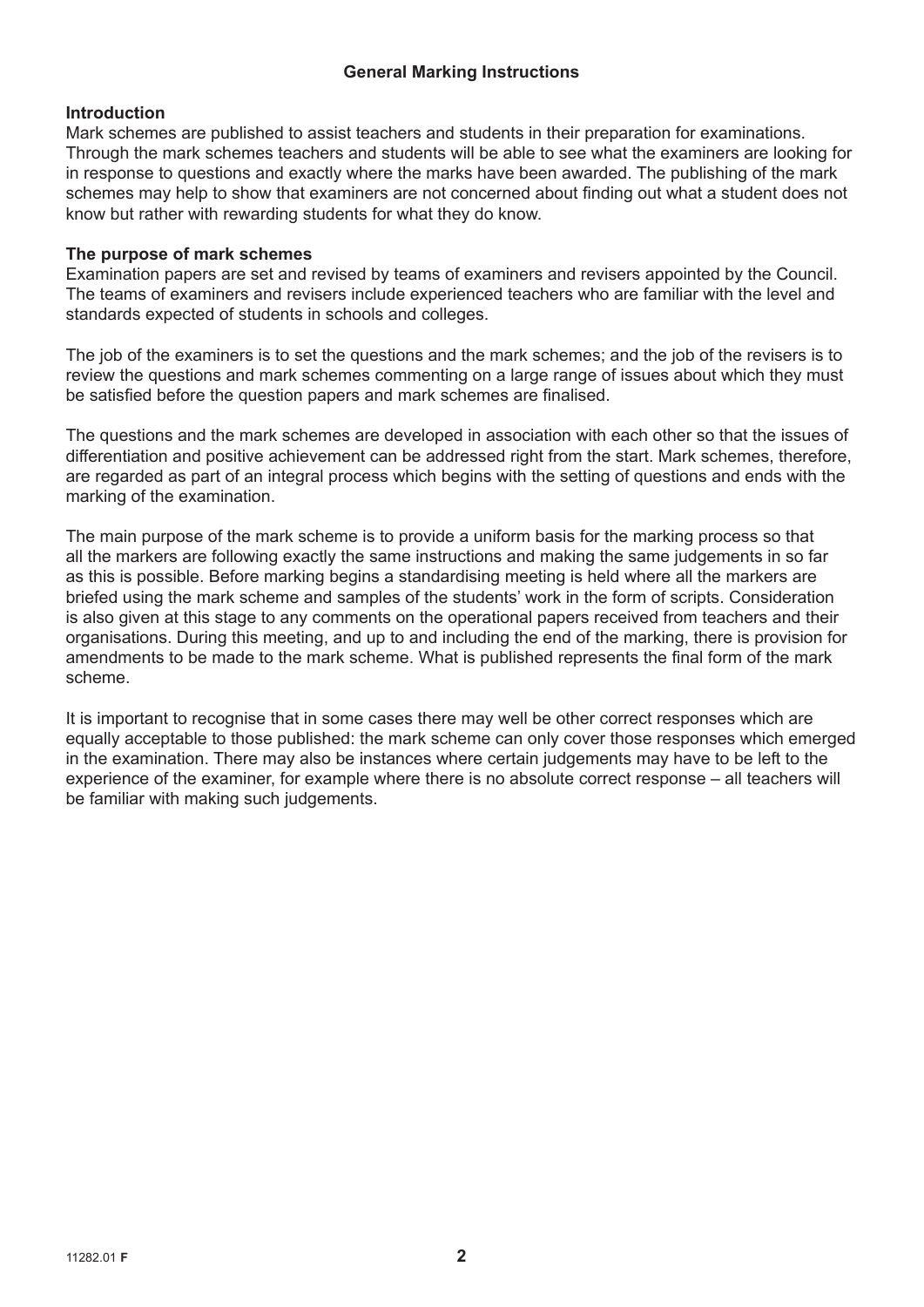## General Marking Instructions

### Introduction

Mark schemes are published to assist teachers and students in their preparation for examinations. Through the mark schemes teachers and students will be able to see what the examiners are looking for in response to questions and exactly where the marks have been awarded. The publishing of the mark schemes may help to show that examiners are not concerned about finding out what a student does not know but rather with rewarding students for what they do know.

### The purpose of mark schemes

Examination papers are set and revised by teams of examiners and revisers appointed by the Council. The teams of examiners and revisers include experienced teachers who are familiar with the level and standards expected of students in schools and colleges.

The job of the examiners is to set the questions and the mark schemes; and the job of the revisers is to review the questions and mark schemes commenting on a large range of issues about which they must be satisfied before the question papers and mark schemes are finalised.

The questions and the mark schemes are developed in association with each other so that the issues of differentiation and positive achievement can be addressed right from the start. Mark schemes, therefore, are regarded as part of an integral process which begins with the setting of questions and ends with the marking of the examination.

The main purpose of the mark scheme is to provide a uniform basis for the marking process so that all the markers are following exactly the same instructions and making the same judgements in so far as this is possible. Before marking begins a standardising meeting is held where all the markers are briefed using the mark scheme and samples of the students' work in the form of scripts. Consideration is also given at this stage to any comments on the operational papers received from teachers and their organisations. During this meeting, and up to and including the end of the marking, there is provision for amendments to be made to the mark scheme. What is published represents the final form of the mark scheme.

It is important to recognise that in some cases there may well be other correct responses which are equally acceptable to those published: the mark scheme can only cover those responses which emerged in the examination. There may also be instances where certain judgements may have to be left to the experience of the examiner, for example where there is no absolute correct response – all teachers will be familiar with making such judgements.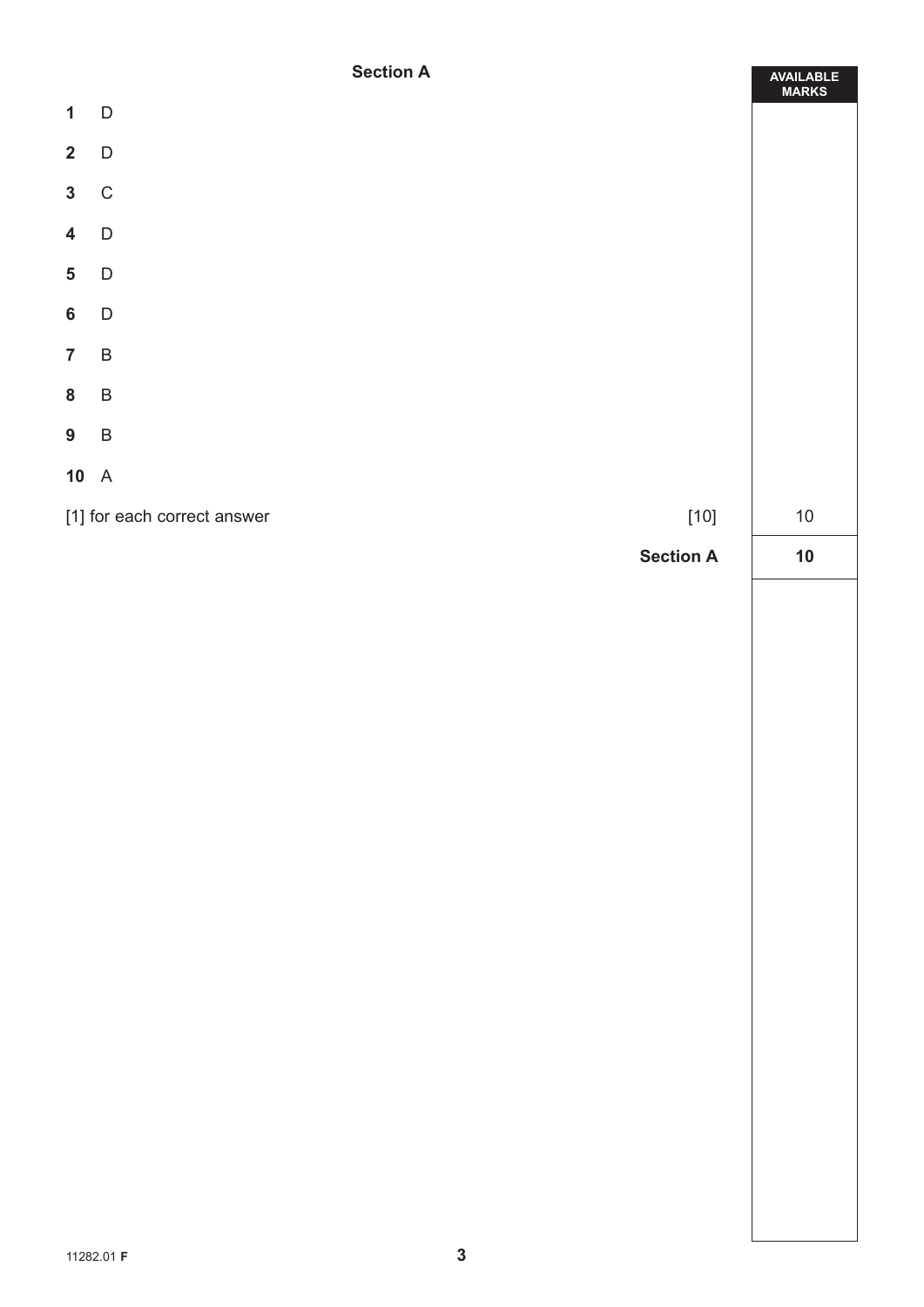## Section A

| | | AVAILABLE MARKS |
|---|---|---|
| **1** D | | |
| **2** D | | |
| **3** C | | |
| **4** D | | |
| **5** D | | |
| **6** D | | |
| **7** B | | |
| **8** B | | |
| **9** B | | |
| **10** A | | |
| [1] for each correct answer | [10] | 10 |
| | **Section A** | **10** |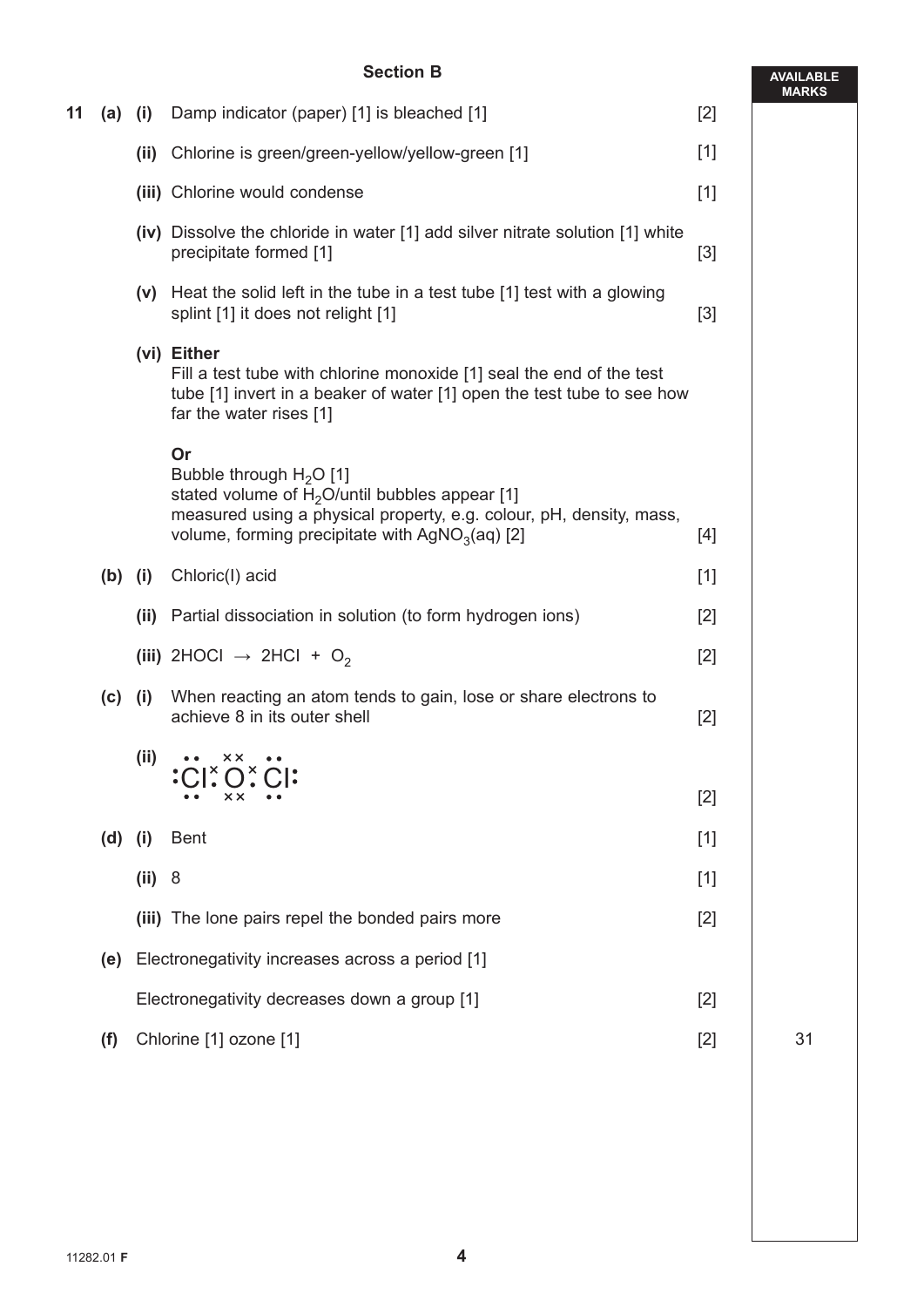## Section B

| | | | | | AVAILABLE MARKS |
|---|---|---|---|---|---|
| 11 | (a) | (i) | Damp indicator (paper) [1] is bleached [1] | [2] | |
| | | (ii) | Chlorine is green/green-yellow/yellow-green [1] | [1] | |
| | | (iii) | Chlorine would condense | [1] | |
| | | (iv) | Dissolve the chloride in water [1] add silver nitrate solution [1] white precipitate formed [1] | [3] | |
| | | (v) | Heat the solid left in the tube in a test tube [1] test with a glowing splint [1] it does not relight [1] | [3] | |
| | | (vi) | **Either**<br>Fill a test tube with chlorine monoxide [1] seal the end of the test tube [1] invert in a beaker of water [1] open the test tube to see how far the water rises [1]<br><br>**Or**<br>Bubble through $H_2O$ [1]<br>stated volume of $H_2O$/until bubbles appear [1]<br>measured using a physical property, e.g. colour, pH, density, mass, volume, forming precipitate with $AgNO_3(aq)$ [2] | [4] | |
| | (b) | (i) | Chloric(I) acid | [1] | |
| | | (ii) | Partial dissociation in solution (to form hydrogen ions) | [2] | |
| | | (iii) | $2HOCl \rightarrow 2HCl + O_2$ | [2] | |
| | (c) | (i) | When reacting an atom tends to gain, lose or share electrons to achieve 8 in its outer shell | [2] | |
| | | (ii) | Dot-and-cross diagram: Cl–O–Cl, each Cl with three lone pairs (dots), O with two lone pairs (crosses), each bond a shared pair of one dot and one cross | [2] | |
| | (d) | (i) | Bent | [1] | |
| | | (ii) | 8 | [1] | |
| | | (iii) | The lone pairs repel the bonded pairs more | [2] | |
| | (e) | | Electronegativity increases across a period [1]<br><br>Electronegativity decreases down a group [1] | [2] | |
| | (f) | | Chlorine [1] ozone [1] | [2] | 31 |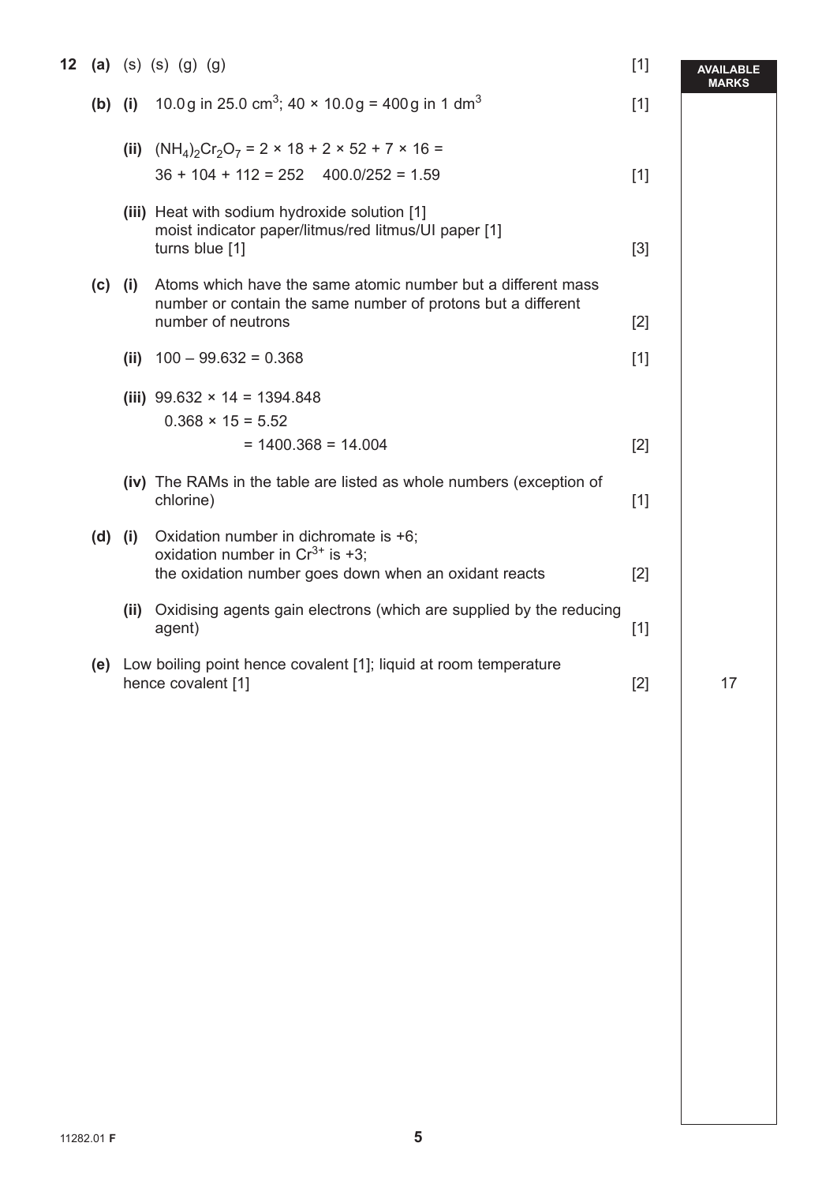**12 (a)** (s) (s) (g) (g) [1]

**(b) (i)** 10.0 g in 25.0 $cm^3$; 40 × 10.0 g = 400 g in 1 $dm^3$ [1]

**(ii)** $(NH_4)_2Cr_2O_7$ = 2 × 18 + 2 × 52 + 7 × 16 =
36 + 104 + 112 = 252    400.0/252 = 1.59 [1]

**(iii)** Heat with sodium hydroxide solution [1]
moist indicator paper/litmus/red litmus/UI paper [1]
turns blue [1] [3]

**(c) (i)** Atoms which have the same atomic number but a different mass number or contain the same number of protons but a different number of neutrons [2]

**(ii)** 100 – 99.632 = 0.368 [1]

**(iii)** 99.632 × 14 = 1394.848
0.368 × 15 = 5.52
= 1400.368 = 14.004 [2]

**(iv)** The RAMs in the table are listed as whole numbers (exception of chlorine) [1]

**(d) (i)** Oxidation number in dichromate is +6;
oxidation number in $Cr^{3+}$ is +3;
the oxidation number goes down when an oxidant reacts [2]

**(ii)** Oxidising agents gain electrons (which are supplied by the reducing agent) [1]

**(e)** Low boiling point hence covalent [1]; liquid at room temperature hence covalent [1] [2]

AVAILABLE MARKS: 17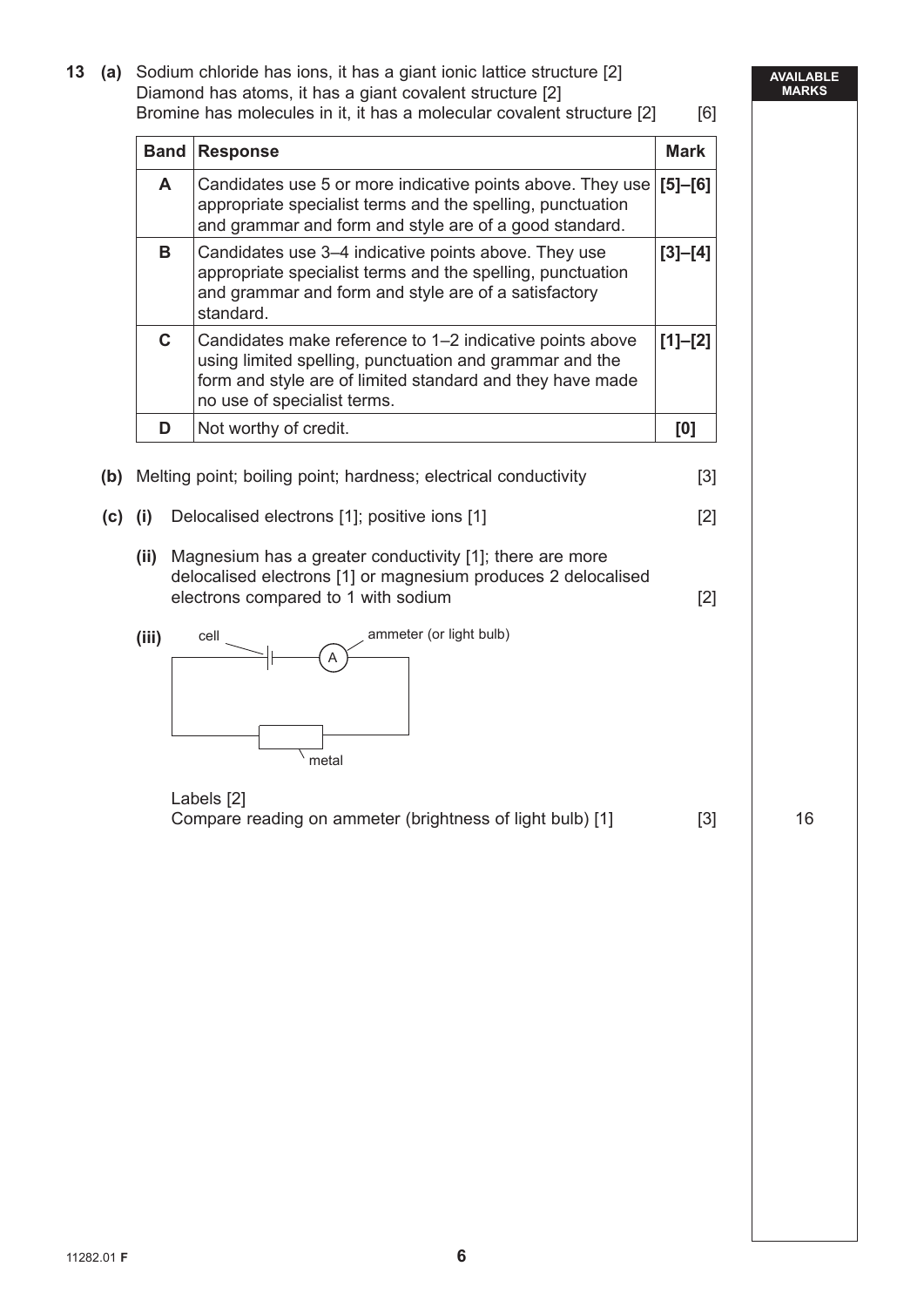**13 (a)** Sodium chloride has ions, it has a giant ionic lattice structure [2]
Diamond has atoms, it has a giant covalent structure [2]
Bromine has molecules in it, it has a molecular covalent structure [2] [6]

| Band | Response | Mark |
|---|---|---|
| **A** | Candidates use 5 or more indicative points above. They use appropriate specialist terms and the spelling, punctuation and grammar and form and style are of a good standard. | **[5]–[6]** |
| **B** | Candidates use 3–4 indicative points above. They use appropriate specialist terms and the spelling, punctuation and grammar and form and style are of a satisfactory standard. | **[3]–[4]** |
| **C** | Candidates make reference to 1–2 indicative points above using limited spelling, punctuation and grammar and the form and style are of limited standard and they have made no use of specialist terms. | **[1]–[2]** |
| **D** | Not worthy of credit. | **[0]** |

**(b)** Melting point; boiling point; hardness; electrical conductivity [3]

**(c) (i)** Delocalised electrons [1]; positive ions [1] [2]

**(ii)** Magnesium has a greater conductivity [1]; there are more delocalised electrons [1] or magnesium produces 2 delocalised electrons compared to 1 with sodium [2]

**(iii)**

cell — ammeter (or light bulb) — metal

Labels [2]
Compare reading on ammeter (brightness of light bulb) [1] [3]

AVAILABLE MARKS: 16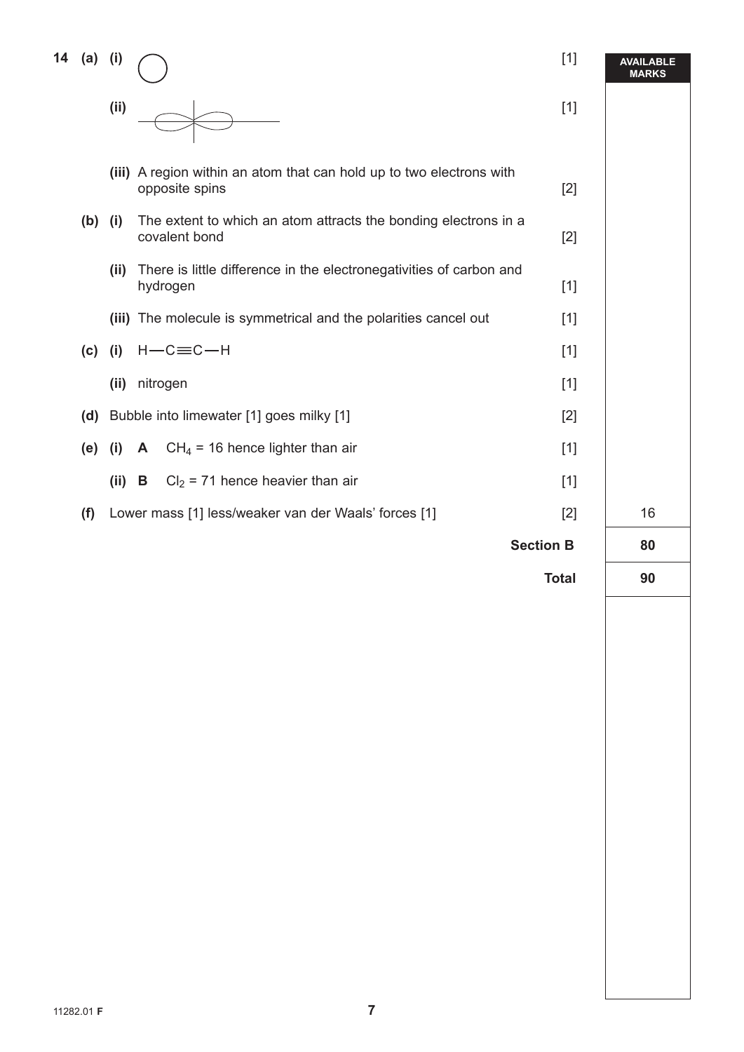| | | | | AVAILABLE MARKS |
|---|---|---|---|---|
| **14** | **(a)** | **(i)** | [circle drawing] [1] | |
| | | **(ii)** | [dumbbell drawing] [1] | |
| | | **(iii)** | A region within an atom that can hold up to two electrons with opposite spins [2] | |
| | **(b)** | **(i)** | The extent to which an atom attracts the bonding electrons in a covalent bond [2] | |
| | | **(ii)** | There is little difference in the electronegativities of carbon and hydrogen [1] | |
| | | **(iii)** | The molecule is symmetrical and the polarities cancel out [1] | |
| | **(c)** | **(i)** | $H{-}C{\equiv}C{-}H$ [1] | |
| | | **(ii)** | nitrogen [1] | |
| | **(d)** | | Bubble into limewater [1] goes milky [1] [2] | |
| | **(e)** | **(i)** | **A** $CH_4$ = 16 hence lighter than air [1] | |
| | | **(ii)** | **B** $Cl_2$ = 71 hence heavier than air [1] | |
| | **(f)** | | Lower mass [1] less/weaker van der Waals' forces [1] [2] | 16 |
| | | | **Section B** | **80** |
| | | | **Total** | **90** |